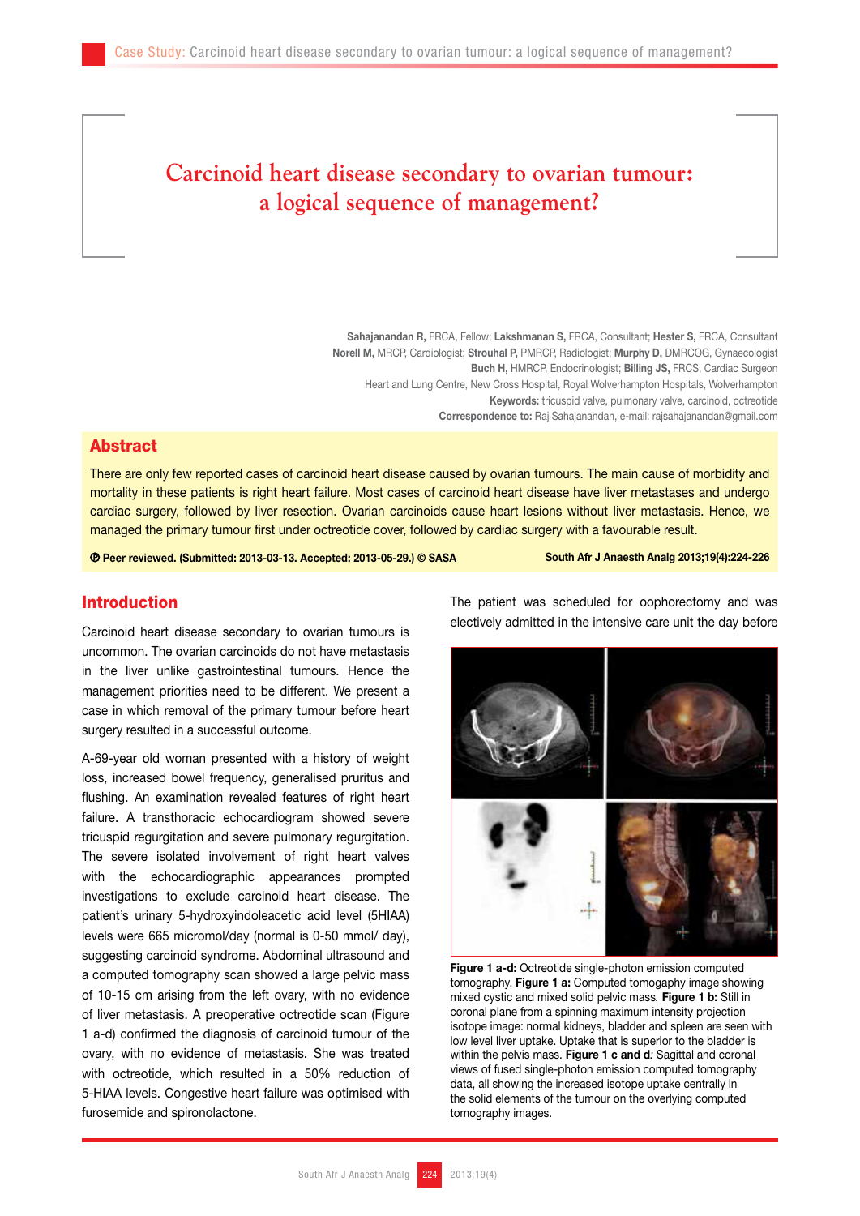# Carcinoid heart disease secondary to ovarian tumour: a logical sequence of management?

**Sahajanandan R,** FRCA, Fellow; **Lakshmanan S,** FRCA, Consultant; **Hester S,** FRCA, Consultant
**Norell M,** MRCP, Cardiologist; **Strouhal P,** PMRCP, Radiologist; **Murphy D,** DMRCOG, Gynaecologist
**Buch H,** HMRCP, Endocrinologist; **Billing JS,** FRCS, Cardiac Surgeon
Heart and Lung Centre, New Cross Hospital, Royal Wolverhampton Hospitals, Wolverhampton
**Keywords:** tricuspid valve, pulmonary valve, carcinoid, octreotide
**Correspondence to:** Raj Sahajanandan, e-mail: rajsahajanandan@gmail.com

## Abstract

There are only few reported cases of carcinoid heart disease caused by ovarian tumours. The main cause of morbidity and mortality in these patients is right heart failure. Most cases of carcinoid heart disease have liver metastases and undergo cardiac surgery, followed by liver resection. Ovarian carcinoids cause heart lesions without liver metastasis. Hence, we managed the primary tumour first under octreotide cover, followed by cardiac surgery with a favourable result.

**Peer reviewed. (Submitted: 2013-03-13. Accepted: 2013-05-29.) © SASA** **South Afr J Anaesth Analg 2013;19(4):224-226**

## Introduction

Carcinoid heart disease secondary to ovarian tumours is uncommon. The ovarian carcinoids do not have metastasis in the liver unlike gastrointestinal tumours. Hence the management priorities need to be different. We present a case in which removal of the primary tumour before heart surgery resulted in a successful outcome.

A-69-year old woman presented with a history of weight loss, increased bowel frequency, generalised pruritus and flushing. An examination revealed features of right heart failure. A transthoracic echocardiogram showed severe tricuspid regurgitation and severe pulmonary regurgitation. The severe isolated involvement of right heart valves with the echocardiographic appearances prompted investigations to exclude carcinoid heart disease. The patient's urinary 5-hydroxyindoleacetic acid level (5HIAA) levels were 665 micromol/day (normal is 0-50 mmol/ day), suggesting carcinoid syndrome. Abdominal ultrasound and a computed tomography scan showed a large pelvic mass of 10-15 cm arising from the left ovary, with no evidence of liver metastasis. A preoperative octreotide scan (Figure 1 a-d) confirmed the diagnosis of carcinoid tumour of the ovary, with no evidence of metastasis. She was treated with octreotide, which resulted in a 50% reduction of 5-HIAA levels. Congestive heart failure was optimised with furosemide and spironolactone.

The patient was scheduled for oophorectomy and was electively admitted in the intensive care unit the day before

**Figure 1 a-d:** Octreotide single-photon emission computed tomography. **Figure 1 a:** Computed tomogaphy image showing mixed cystic and mixed solid pelvic mass. **Figure 1 b:** Still in coronal plane from a spinning maximum intensity projection isotope image: normal kidneys, bladder and spleen are seen with low level liver uptake. Uptake that is superior to the bladder is within the pelvis mass. **Figure 1 c and d***:* Sagittal and coronal views of fused single-photon emission computed tomography data, all showing the increased isotope uptake centrally in the solid elements of the tumour on the overlying computed tomography images.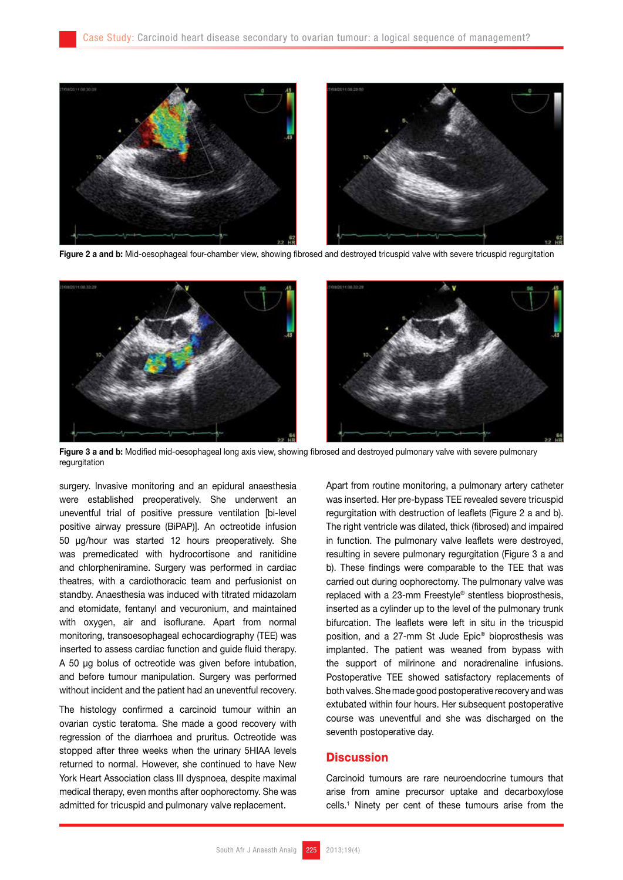Figure 2 a and b: Mid-oesophageal four-chamber view, showing fibrosed and destroyed tricuspid valve with severe tricuspid regurgitation

Figure 3 a and b: Modified mid-oesophageal long axis view, showing fibrosed and destroyed pulmonary valve with severe pulmonary regurgitation

surgery. Invasive monitoring and an epidural anaesthesia were established preoperatively. She underwent an uneventful trial of positive pressure ventilation [bi-level positive airway pressure (BiPAP)]. An octreotide infusion 50 µg/hour was started 12 hours preoperatively. She was premedicated with hydrocortisone and ranitidine and chlorpheniramine. Surgery was performed in cardiac theatres, with a cardiothoracic team and perfusionist on standby. Anaesthesia was induced with titrated midazolam and etomidate, fentanyl and vecuronium, and maintained with oxygen, air and isoflurane. Apart from normal monitoring, transoesophageal echocardiography (TEE) was inserted to assess cardiac function and guide fluid therapy. A 50 µg bolus of octreotide was given before intubation, and before tumour manipulation. Surgery was performed without incident and the patient had an uneventful recovery.

The histology confirmed a carcinoid tumour within an ovarian cystic teratoma. She made a good recovery with regression of the diarrhoea and pruritus. Octreotide was stopped after three weeks when the urinary 5HIAA levels returned to normal. However, she continued to have New York Heart Association class III dyspnoea, despite maximal medical therapy, even months after oophorectomy. She was admitted for tricuspid and pulmonary valve replacement.

Apart from routine monitoring, a pulmonary artery catheter was inserted. Her pre-bypass TEE revealed severe tricuspid regurgitation with destruction of leaflets (Figure 2 a and b). The right ventricle was dilated, thick (fibrosed) and impaired in function. The pulmonary valve leaflets were destroyed, resulting in severe pulmonary regurgitation (Figure 3 a and b). These findings were comparable to the TEE that was carried out during oophorectomy. The pulmonary valve was replaced with a 23-mm Freestyle® stentless bioprosthesis, inserted as a cylinder up to the level of the pulmonary trunk bifurcation. The leaflets were left in situ in the tricuspid position, and a 27-mm St Jude Epic® bioprosthesis was implanted. The patient was weaned from bypass with the support of milrinone and noradrenaline infusions. Postoperative TEE showed satisfactory replacements of both valves. She made good postoperative recovery and was extubated within four hours. Her subsequent postoperative course was uneventful and she was discharged on the seventh postoperative day.

## Discussion

Carcinoid tumours are rare neuroendocrine tumours that arise from amine precursor uptake and decarboxylose cells.[1] Ninety per cent of these tumours arise from the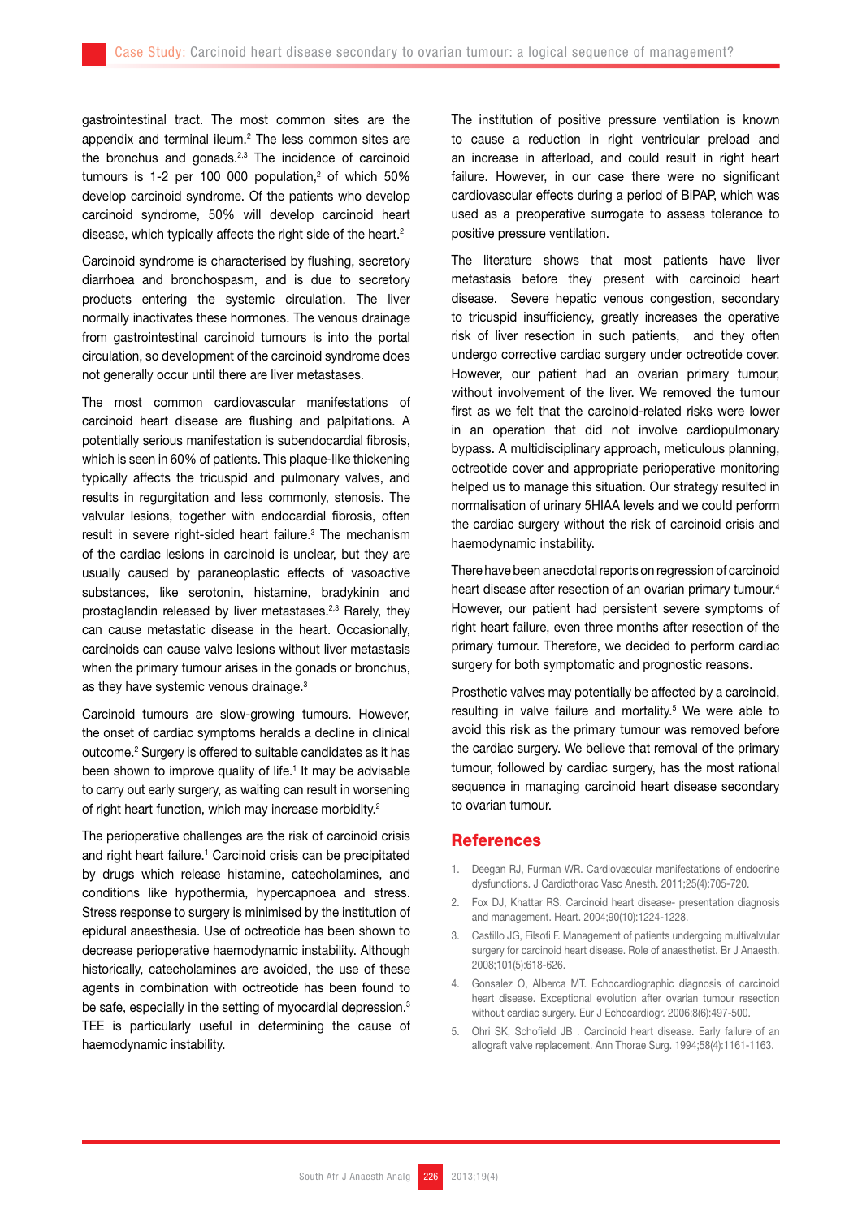gastrointestinal tract. The most common sites are the appendix and terminal ileum.[2] The less common sites are the bronchus and gonads.[2,3] The incidence of carcinoid tumours is 1-2 per 100 000 population,[2] of which 50% develop carcinoid syndrome. Of the patients who develop carcinoid syndrome, 50% will develop carcinoid heart disease, which typically affects the right side of the heart.[2]

Carcinoid syndrome is characterised by flushing, secretory diarrhoea and bronchospasm, and is due to secretory products entering the systemic circulation. The liver normally inactivates these hormones. The venous drainage from gastrointestinal carcinoid tumours is into the portal circulation, so development of the carcinoid syndrome does not generally occur until there are liver metastases.

The most common cardiovascular manifestations of carcinoid heart disease are flushing and palpitations. A potentially serious manifestation is subendocardial fibrosis, which is seen in 60% of patients. This plaque-like thickening typically affects the tricuspid and pulmonary valves, and results in regurgitation and less commonly, stenosis. The valvular lesions, together with endocardial fibrosis, often result in severe right-sided heart failure.[3] The mechanism of the cardiac lesions in carcinoid is unclear, but they are usually caused by paraneoplastic effects of vasoactive substances, like serotonin, histamine, bradykinin and prostaglandin released by liver metastases.[2,3] Rarely, they can cause metastatic disease in the heart. Occasionally, carcinoids can cause valve lesions without liver metastasis when the primary tumour arises in the gonads or bronchus, as they have systemic venous drainage.[3]

Carcinoid tumours are slow-growing tumours. However, the onset of cardiac symptoms heralds a decline in clinical outcome.[2] Surgery is offered to suitable candidates as it has been shown to improve quality of life.[1] It may be advisable to carry out early surgery, as waiting can result in worsening of right heart function, which may increase morbidity.[2]

The perioperative challenges are the risk of carcinoid crisis and right heart failure.[1] Carcinoid crisis can be precipitated by drugs which release histamine, catecholamines, and conditions like hypothermia, hypercapnoea and stress. Stress response to surgery is minimised by the institution of epidural anaesthesia. Use of octreotide has been shown to decrease perioperative haemodynamic instability. Although historically, catecholamines are avoided, the use of these agents in combination with octreotide has been found to be safe, especially in the setting of myocardial depression.[3] TEE is particularly useful in determining the cause of haemodynamic instability.

The institution of positive pressure ventilation is known to cause a reduction in right ventricular preload and an increase in afterload, and could result in right heart failure. However, in our case there were no significant cardiovascular effects during a period of BiPAP, which was used as a preoperative surrogate to assess tolerance to positive pressure ventilation.

The literature shows that most patients have liver metastasis before they present with carcinoid heart disease. Severe hepatic venous congestion, secondary to tricuspid insufficiency, greatly increases the operative risk of liver resection in such patients, and they often undergo corrective cardiac surgery under octreotide cover. However, our patient had an ovarian primary tumour, without involvement of the liver. We removed the tumour first as we felt that the carcinoid-related risks were lower in an operation that did not involve cardiopulmonary bypass. A multidisciplinary approach, meticulous planning, octreotide cover and appropriate perioperative monitoring helped us to manage this situation. Our strategy resulted in normalisation of urinary 5HIAA levels and we could perform the cardiac surgery without the risk of carcinoid crisis and haemodynamic instability.

There have been anecdotal reports on regression of carcinoid heart disease after resection of an ovarian primary tumour.[4] However, our patient had persistent severe symptoms of right heart failure, even three months after resection of the primary tumour. Therefore, we decided to perform cardiac surgery for both symptomatic and prognostic reasons.

Prosthetic valves may potentially be affected by a carcinoid, resulting in valve failure and mortality.[5] We were able to avoid this risk as the primary tumour was removed before the cardiac surgery. We believe that removal of the primary tumour, followed by cardiac surgery, has the most rational sequence in managing carcinoid heart disease secondary to ovarian tumour.

## References

1. Deegan RJ, Furman WR. Cardiovascular manifestations of endocrine dysfunctions. J Cardiothorac Vasc Anesth. 2011;25(4):705-720.
2. Fox DJ, Khattar RS. Carcinoid heart disease- presentation diagnosis and management. Heart. 2004;90(10):1224-1228.
3. Castillo JG, Filsofi F. Management of patients undergoing multivalvular surgery for carcinoid heart disease. Role of anaesthetist. Br J Anaesth. 2008;101(5):618-626.
4. Gonsalez O, Alberca MT. Echocardiographic diagnosis of carcinoid heart disease. Exceptional evolution after ovarian tumour resection without cardiac surgery. Eur J Echocardiogr. 2006;8(6):497-500.
5. Ohri SK, Schofield JB . Carcinoid heart disease. Early failure of an allograft valve replacement. Ann Thorae Surg. 1994;58(4):1161-1163.